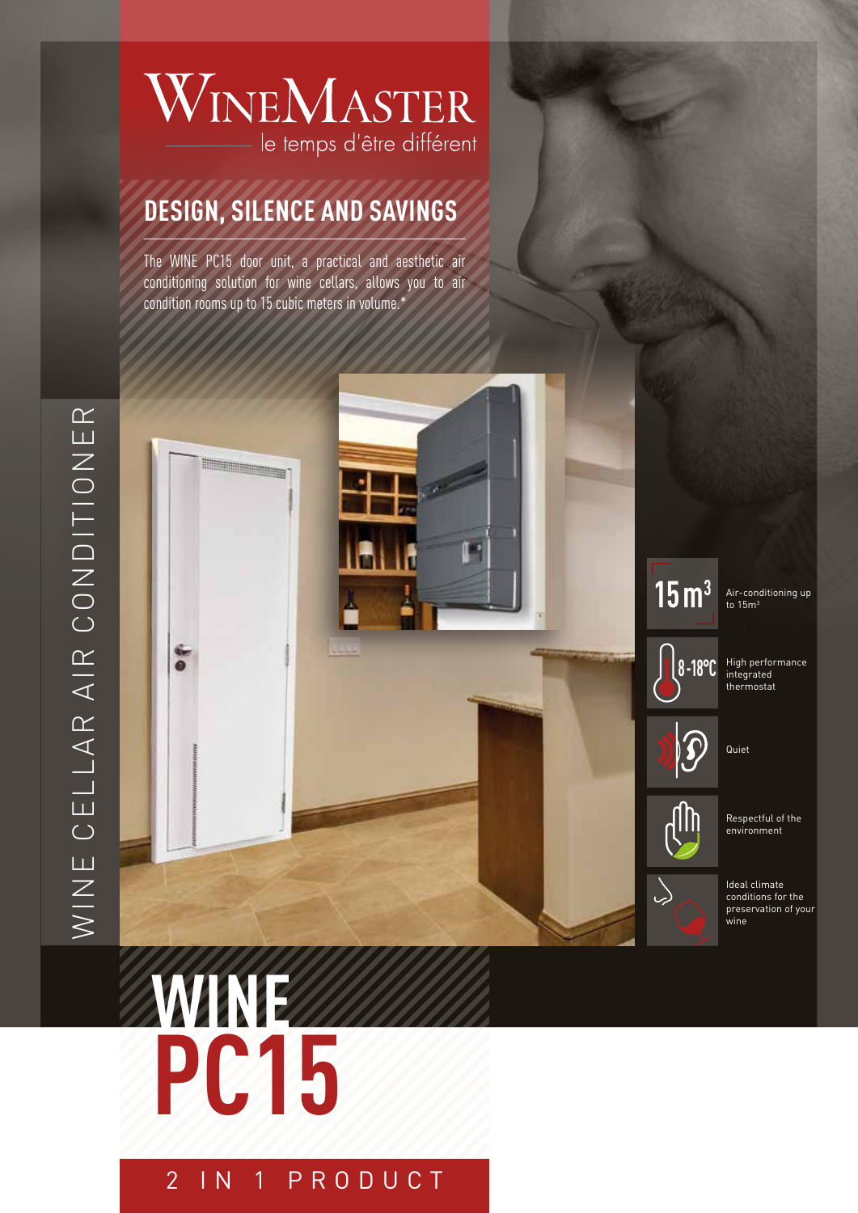# WineMaster

le temps d'être différent

## DESIGN, SILENCE AND SAVINGS

The WINE PC15 door unit, a practical and aesthetic air conditioning solution for wine cellars, allows you to air condition rooms up to 15 cubic meters in volume.*

WINE CELLAR AIR CONDITIONER

- **15 $m^3$** — Air-conditioning up to $15m^3$
- **8-18°C** — High performance integrated thermostat
- Quiet
- Respectful of the environment
- Ideal climate conditions for the preservation of your wine

# WINE PC15

2 IN 1 PRODUCT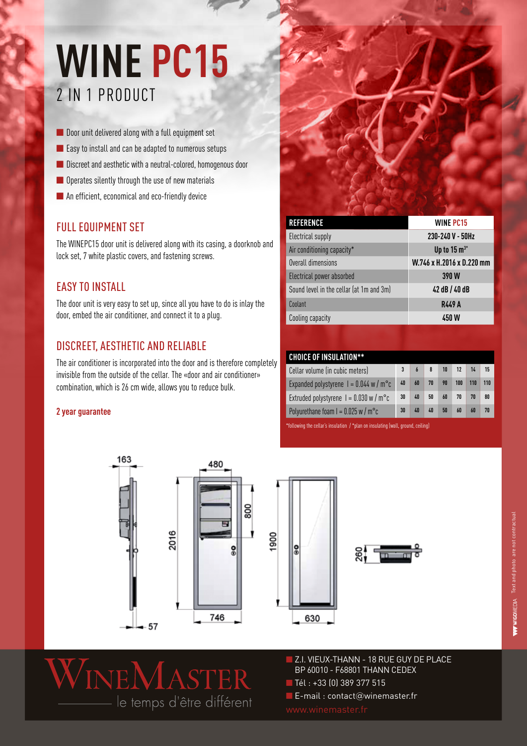# WINE PC15

## 2 IN 1 PRODUCT

- Door unit delivered along with a full equipment set
- Easy to install and can be adapted to numerous setups
- Discreet and aesthetic with a neutral-colored, homogenous door
- Operates silently through the use of new materials
- An efficient, economical and eco-friendly device

## FULL EQUIPMENT SET

The WINEPC15 door unit is delivered along with its casing, a doorknob and lock set, 7 white plastic covers, and fastening screws.

## EASY TO INSTALL

The door unit is very easy to set up, since all you have to do is inlay the door, embed the air conditioner, and connect it to a plug.

## DISCREET, AESTHETIC AND RELIABLE

The air conditioner is incorporated into the door and is therefore completely invisible from the outside of the cellar. The «door and air conditioner» combination, which is 26 cm wide, allows you to reduce bulk.

**2 year guarantee**

| REFERENCE | WINE PC15 |
|---|---|
| Electrical supply | 230-240 V - 50Hz |
| Air conditioning capacity* | Up to 15 m³* |
| Overall dimensions | W.746 x H.2016 x D.220 mm |
| Electrical power absorbed | 390 W |
| Sound level in the cellar (at 1m and 3m) | 42 dB / 40 dB |
| Coolant | R449 A |
| Cooling capacity | 450 W |

| CHOICE OF INSULATION** | | | | | | | |
|---|---|---|---|---|---|---|---|
| Cellar volume (in cubic meters) | 3 | 6 | 8 | 10 | 12 | 14 | 15 |
| Expanded polystyrene l = 0.044 w / m°c | 40 | 60 | 70 | 90 | 100 | 110 | 110 |
| Extruded polystyrene l = 0.030 w / m°c | 30 | 40 | 50 | 60 | 70 | 70 | 80 |
| Polyurethane foam l = 0.025 w / m°c | 30 | 40 | 40 | 50 | 60 | 60 | 70 |

*following the cellar's insulation / *plan on insulating (wall, ground, ceiling)

163
57
2016
480
800
746
1900
630
260

WINEMASTER
le temps d'être différent

- Z.I. VIEUX-THANN - 18 RUE GUY DE PLACE
  BP 60010 - F68801 THANN CEDEX
- Tél : +33 (0) 389 377 515
- E-mail : contact@winemaster.fr

www.winemaster.fr

WIGOMEDIA Text and photo are not contractual